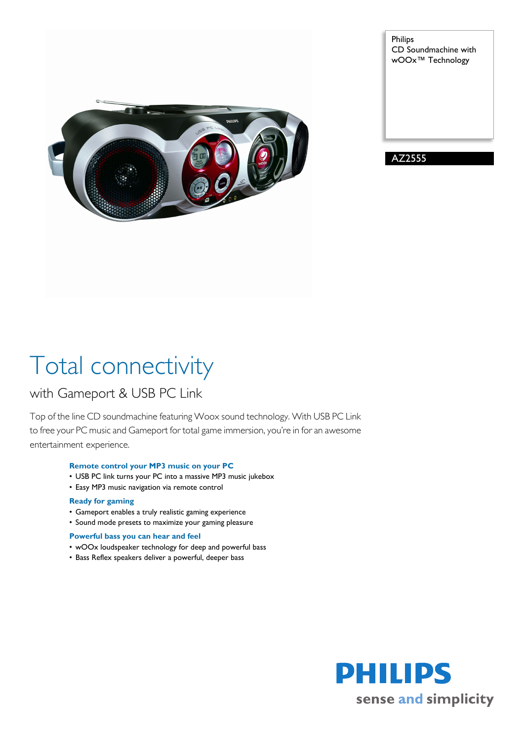Philips
CD Soundmachine with wOOx™ Technology

AZ2555

# Total connectivity

## with Gameport & USB PC Link

Top of the line CD soundmachine featuring Woox sound technology. With USB PC Link to free your PC music and Gameport for total game immersion, you're in for an awesome entertainment experience.

**Remote control your MP3 music on your PC**
- USB PC link turns your PC into a massive MP3 music jukebox
- Easy MP3 music navigation via remote control

**Ready for gaming**
- Gameport enables a truly realistic gaming experience
- Sound mode presets to maximize your gaming pleasure

**Powerful bass you can hear and feel**
- wOOx loudspeaker technology for deep and powerful bass
- Bass Reflex speakers deliver a powerful, deeper bass

PHILIPS
sense and simplicity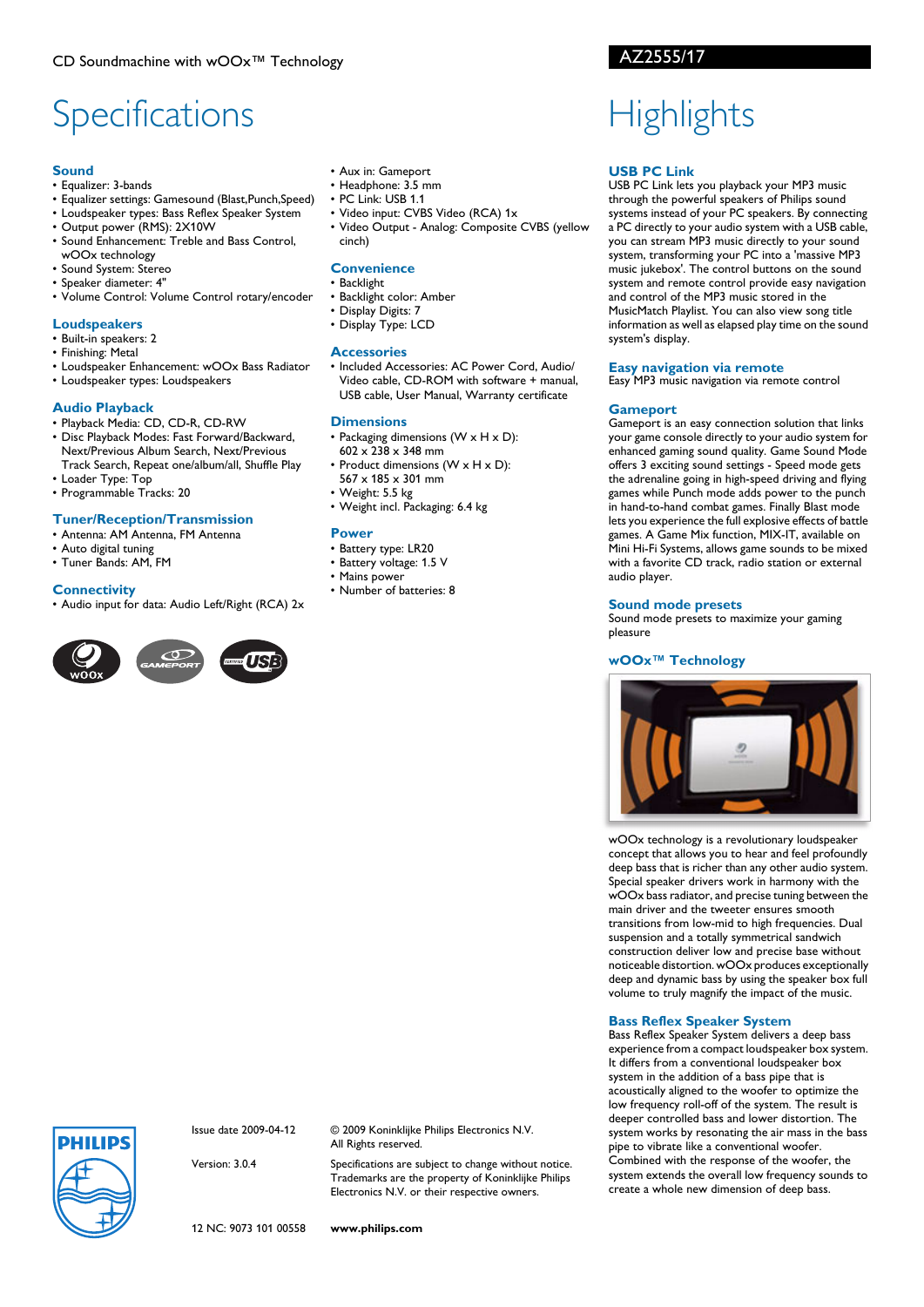CD Soundmachine with wOOx™ Technology

AZ2555/17

# Specifications

## Sound

- Equalizer: 3-bands
- Equalizer settings: Gamesound (Blast,Punch,Speed)
- Loudspeaker types: Bass Reflex Speaker System
- Output power (RMS): 2X10W
- Sound Enhancement: Treble and Bass Control, wOOx technology
- Sound System: Stereo
- Speaker diameter: 4"
- Volume Control: Volume Control rotary/encoder

## Loudspeakers

- Built-in speakers: 2
- Finishing: Metal
- Loudspeaker Enhancement: wOOx Bass Radiator
- Loudspeaker types: Loudspeakers

## Audio Playback

- Playback Media: CD, CD-R, CD-RW
- Disc Playback Modes: Fast Forward/Backward, Next/Previous Album Search, Next/Previous Track Search, Repeat one/album/all, Shuffle Play
- Loader Type: Top
- Programmable Tracks: 20

## Tuner/Reception/Transmission

- Antenna: AM Antenna, FM Antenna
- Auto digital tuning
- Tuner Bands: AM, FM

## Connectivity

- Audio input for data: Audio Left/Right (RCA) 2x
- Aux in: Gameport
- Headphone: 3.5 mm
- PC Link: USB 1.1
- Video input: CVBS Video (RCA) 1x
- Video Output - Analog: Composite CVBS (yellow cinch)

## Convenience

- Backlight
- Backlight color: Amber
- Display Digits: 7
- Display Type: LCD

## Accessories

- Included Accessories: AC Power Cord, Audio/Video cable, CD-ROM with software + manual, USB cable, User Manual, Warranty certificate

## Dimensions

- Packaging dimensions (W x H x D): 602 x 238 x 348 mm
- Product dimensions (W x H x D): 567 x 185 x 301 mm
- Weight: 5.5 kg
- Weight incl. Packaging: 6.4 kg

## Power

- Battery type: LR20
- Battery voltage: 1.5 V
- Mains power
- Number of batteries: 8

# Highlights

## USB PC Link

USB PC Link lets you playback your MP3 music through the powerful speakers of Philips sound systems instead of your PC speakers. By connecting a PC directly to your audio system with a USB cable, you can stream MP3 music directly to your sound system, transforming your PC into a 'massive MP3 music jukebox'. The control buttons on the sound system and remote control provide easy navigation and control of the MP3 music stored in the MusicMatch Playlist. You can also view song title information as well as elapsed play time on the sound system's display.

## Easy navigation via remote

Easy MP3 music navigation via remote control

## Gameport

Gameport is an easy connection solution that links your game console directly to your audio system for enhanced gaming sound quality. Game Sound Mode offers 3 exciting sound settings - Speed mode gets the adrenaline going in high-speed driving and flying games while Punch mode adds power to the punch in hand-to-hand combat games. Finally Blast mode lets you experience the full explosive effects of battle games. A Game Mix function, MIX-IT, available on Mini Hi-Fi Systems, allows game sounds to be mixed with a favorite CD track, radio station or external audio player.

## Sound mode presets

Sound mode presets to maximize your gaming pleasure

## wOOx™ Technology

wOOx technology is a revolutionary loudspeaker concept that allows you to hear and feel profoundly deep bass that is richer than any other audio system. Special speaker drivers work in harmony with the wOOx bass radiator, and precise tuning between the main driver and the tweeter ensures smooth transitions from low-mid to high frequencies. Dual suspension and a totally symmetrical sandwich construction deliver low and precise base without noticeable distortion. wOOx produces exceptionally deep and dynamic bass by using the speaker box full volume to truly magnify the impact of the music.

## Bass Reflex Speaker System

Bass Reflex Speaker System delivers a deep bass experience from a compact loudspeaker box system. It differs from a conventional loudspeaker box system in the addition of a bass pipe that is acoustically aligned to the woofer to optimize the low frequency roll-off of the system. The result is deeper controlled bass and lower distortion. The system works by resonating the air mass in the bass pipe to vibrate like a conventional woofer. Combined with the response of the woofer, the system extends the overall low frequency sounds to create a whole new dimension of deep bass.

Issue date 2009-04-12

Version: 3.0.4

12 NC: 9073 101 00558

© 2009 Koninklijke Philips Electronics N.V.
All Rights reserved.

Specifications are subject to change without notice. Trademarks are the property of Koninklijke Philips Electronics N.V. or their respective owners.

www.philips.com